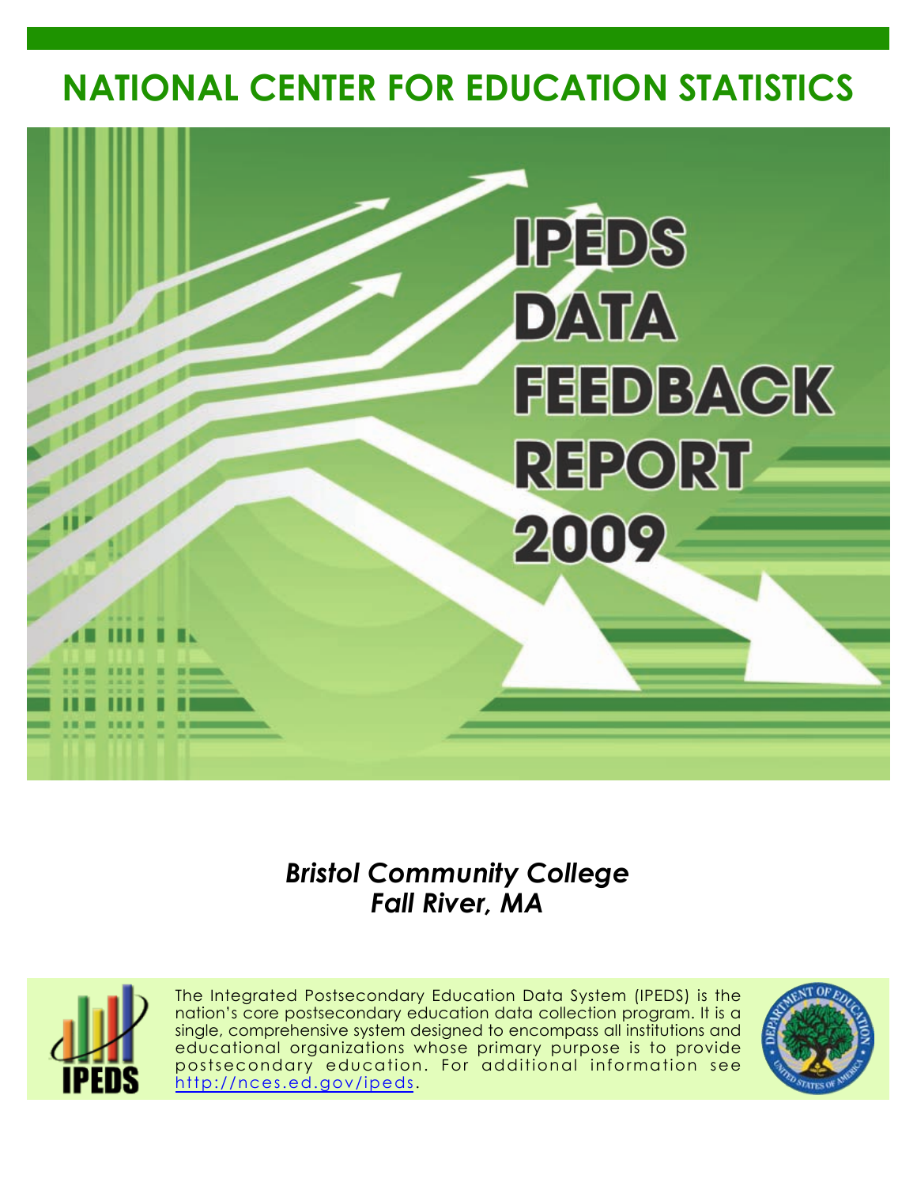# NATIONAL CENTER FOR EDUCATION STATISTICS

# IPEDS DATA FEEDBACK REPORT 2009

***Bristol Community College***
***Fall River, MA***

The Integrated Postsecondary Education Data System (IPEDS) is the nation's core postsecondary education data collection program. It is a single, comprehensive system designed to encompass all institutions and educational organizations whose primary purpose is to provide postsecondary education. For additional information see http://nces.ed.gov/ipeds.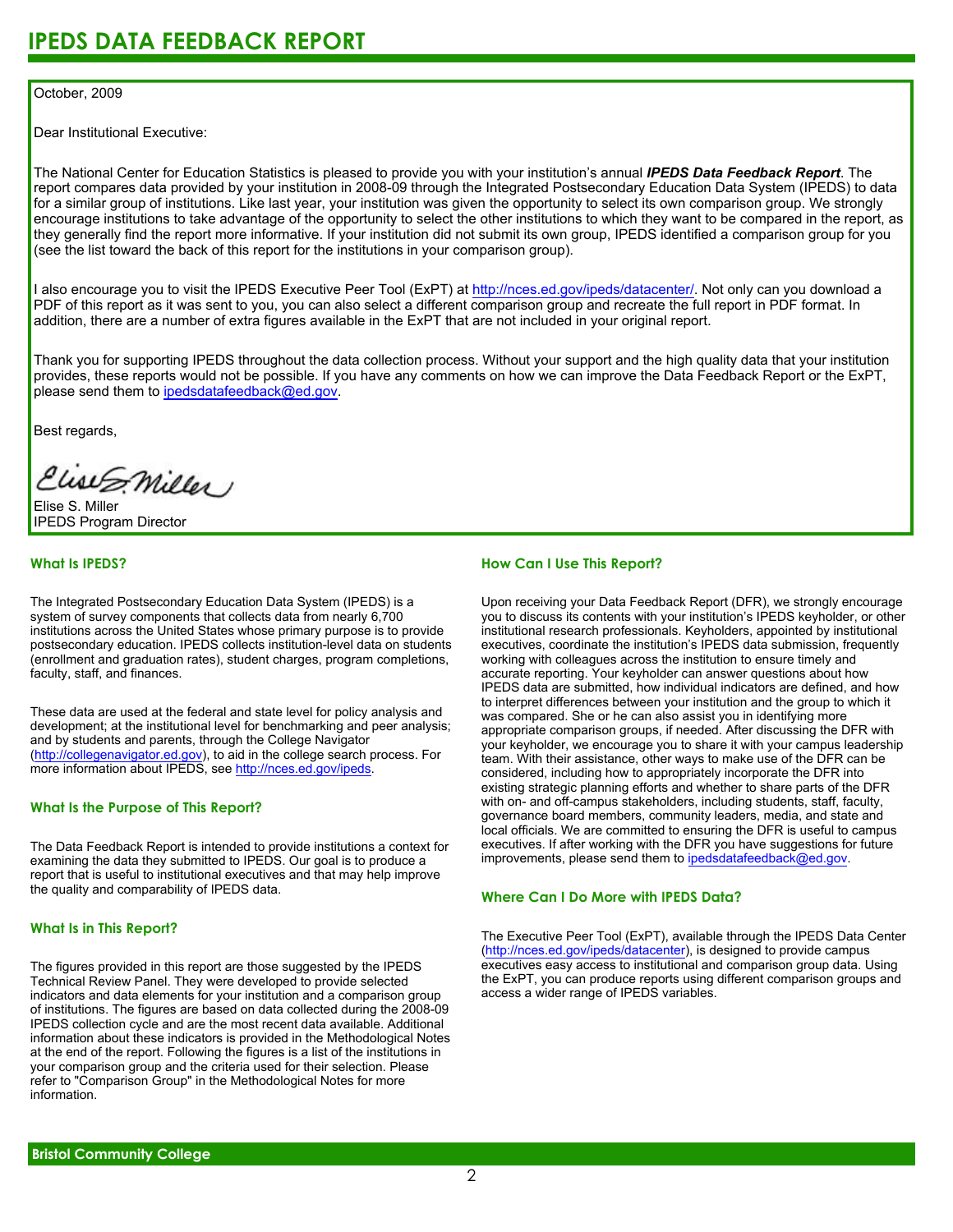# IPEDS DATA FEEDBACK REPORT

October, 2009

Dear Institutional Executive:

The National Center for Education Statistics is pleased to provide you with your institution's annual ***IPEDS Data Feedback Report***. The report compares data provided by your institution in 2008-09 through the Integrated Postsecondary Education Data System (IPEDS) to data for a similar group of institutions. Like last year, your institution was given the opportunity to select its own comparison group. We strongly encourage institutions to take advantage of the opportunity to select the other institutions to which they want to be compared in the report, as they generally find the report more informative. If your institution did not submit its own group, IPEDS identified a comparison group for you (see the list toward the back of this report for the institutions in your comparison group).

I also encourage you to visit the IPEDS Executive Peer Tool (ExPT) at http://nces.ed.gov/ipeds/datacenter/. Not only can you download a PDF of this report as it was sent to you, you can also select a different comparison group and recreate the full report in PDF format. In addition, there are a number of extra figures available in the ExPT that are not included in your original report.

Thank you for supporting IPEDS throughout the data collection process. Without your support and the high quality data that your institution provides, these reports would not be possible. If you have any comments on how we can improve the Data Feedback Report or the ExPT, please send them to ipedsdatafeedback@ed.gov.

Best regards,

Elise S. Miller
IPEDS Program Director

### What Is IPEDS?

The Integrated Postsecondary Education Data System (IPEDS) is a system of survey components that collects data from nearly 6,700 institutions across the United States whose primary purpose is to provide postsecondary education. IPEDS collects institution-level data on students (enrollment and graduation rates), student charges, program completions, faculty, staff, and finances.

These data are used at the federal and state level for policy analysis and development; at the institutional level for benchmarking and peer analysis; and by students and parents, through the College Navigator (http://collegenavigator.ed.gov), to aid in the college search process. For more information about IPEDS, see http://nces.ed.gov/ipeds.

### What Is the Purpose of This Report?

The Data Feedback Report is intended to provide institutions a context for examining the data they submitted to IPEDS. Our goal is to produce a report that is useful to institutional executives and that may help improve the quality and comparability of IPEDS data.

### What Is in This Report?

The figures provided in this report are those suggested by the IPEDS Technical Review Panel. They were developed to provide selected indicators and data elements for your institution and a comparison group of institutions. The figures are based on data collected during the 2008-09 IPEDS collection cycle and are the most recent data available. Additional information about these indicators is provided in the Methodological Notes at the end of the report. Following the figures is a list of the institutions in your comparison group and the criteria used for their selection. Please refer to "Comparison Group" in the Methodological Notes for more information.

### How Can I Use This Report?

Upon receiving your Data Feedback Report (DFR), we strongly encourage you to discuss its contents with your institution's IPEDS keyholder, or other institutional research professionals. Keyholders, appointed by institutional executives, coordinate the institution's IPEDS data submission, frequently working with colleagues across the institution to ensure timely and accurate reporting. Your keyholder can answer questions about how IPEDS data are submitted, how individual indicators are defined, and how to interpret differences between your institution and the group to which it was compared. She or he can also assist you in identifying more appropriate comparison groups, if needed. After discussing the DFR with your keyholder, we encourage you to share it with your campus leadership team. With their assistance, other ways to make use of the DFR can be considered, including how to appropriately incorporate the DFR into existing strategic planning efforts and whether to share parts of the DFR with on- and off-campus stakeholders, including students, staff, faculty, governance board members, community leaders, media, and state and local officials. We are committed to ensuring the DFR is useful to campus executives. If after working with the DFR you have suggestions for future improvements, please send them to ipedsdatafeedback@ed.gov.

### Where Can I Do More with IPEDS Data?

The Executive Peer Tool (ExPT), available through the IPEDS Data Center (http://nces.ed.gov/ipeds/datacenter), is designed to provide campus executives easy access to institutional and comparison group data. Using the ExPT, you can produce reports using different comparison groups and access a wider range of IPEDS variables.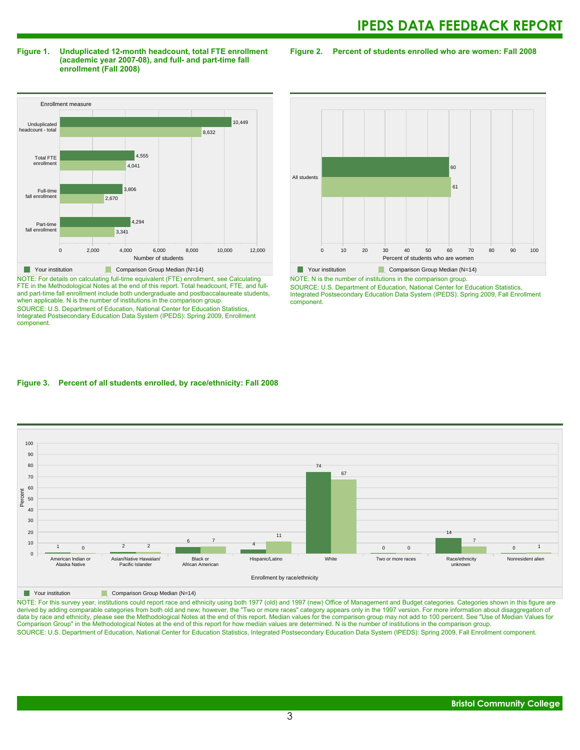## Figure 1. Unduplicated 12-month headcount, total FTE enrollment (academic year 2007-08), and full- and part-time fall enrollment (Fall 2008)

| Enrollment measure | Your institution | Comparison Group Median (N=14) |
|---|---|---|
| Unduplicated headcount - total | 10,449 | 8,632 |
| Total FTE enrollment | 4,555 | 4,041 |
| Full-time fall enrollment | 3,806 | 2,670 |
| Part-time fall enrollment | 4,294 | 3,341 |

NOTE: For details on calculating full-time equivalent (FTE) enrollment, see Calculating FTE in the Methodological Notes at the end of this report. Total headcount, FTE, and full- and part-time fall enrollment include both undergraduate and postbaccalaureate students, when applicable. N is the number of institutions in the comparison group.

SOURCE: U.S. Department of Education, National Center for Education Statistics, Integrated Postsecondary Education Data System (IPEDS): Spring 2009, Enrollment component.

## Figure 2. Percent of students enrolled who are women: Fall 2008

| | Your institution | Comparison Group Median (N=14) |
|---|---|---|
| All students | 60 | 61 |

NOTE: N is the number of institutions in the comparison group.

SOURCE: U.S. Department of Education, National Center for Education Statistics, Integrated Postsecondary Education Data System (IPEDS): Spring 2009, Fall Enrollment component.

## Figure 3. Percent of all students enrolled, by race/ethnicity: Fall 2008

| Enrollment by race/ethnicity | Your institution | Comparison Group Median (N=14) |
|---|---|---|
| American Indian or Alaska Native | 1 | 0 |
| Asian/Native Hawaiian/ Pacific Islander | 2 | 2 |
| Black or African American | 6 | 7 |
| Hispanic/Latino | 4 | 11 |
| White | 74 | 67 |
| Two or more races | 0 | 0 |
| Race/ethnicity unknown | 14 | 7 |
| Nonresident alien | 0 | 1 |

NOTE: For this survey year, institutions could report race and ethnicity using both 1977 (old) and 1997 (new) Office of Management and Budget categories. Categories shown in this figure are derived by adding comparable categories from both old and new; however, the "Two or more races" category appears only in the 1997 version. For more information about disaggregation of data by race and ethnicity, please see the Methodological Notes at the end of this report. Median values for the comparison group may not add to 100 percent. See "Use of Median Values for Comparison Group" in the Methodological Notes at the end of this report for how median values are determined. N is the number of institutions in the comparison group.

SOURCE: U.S. Department of Education, National Center for Education Statistics, Integrated Postsecondary Education Data System (IPEDS): Spring 2009, Fall Enrollment component.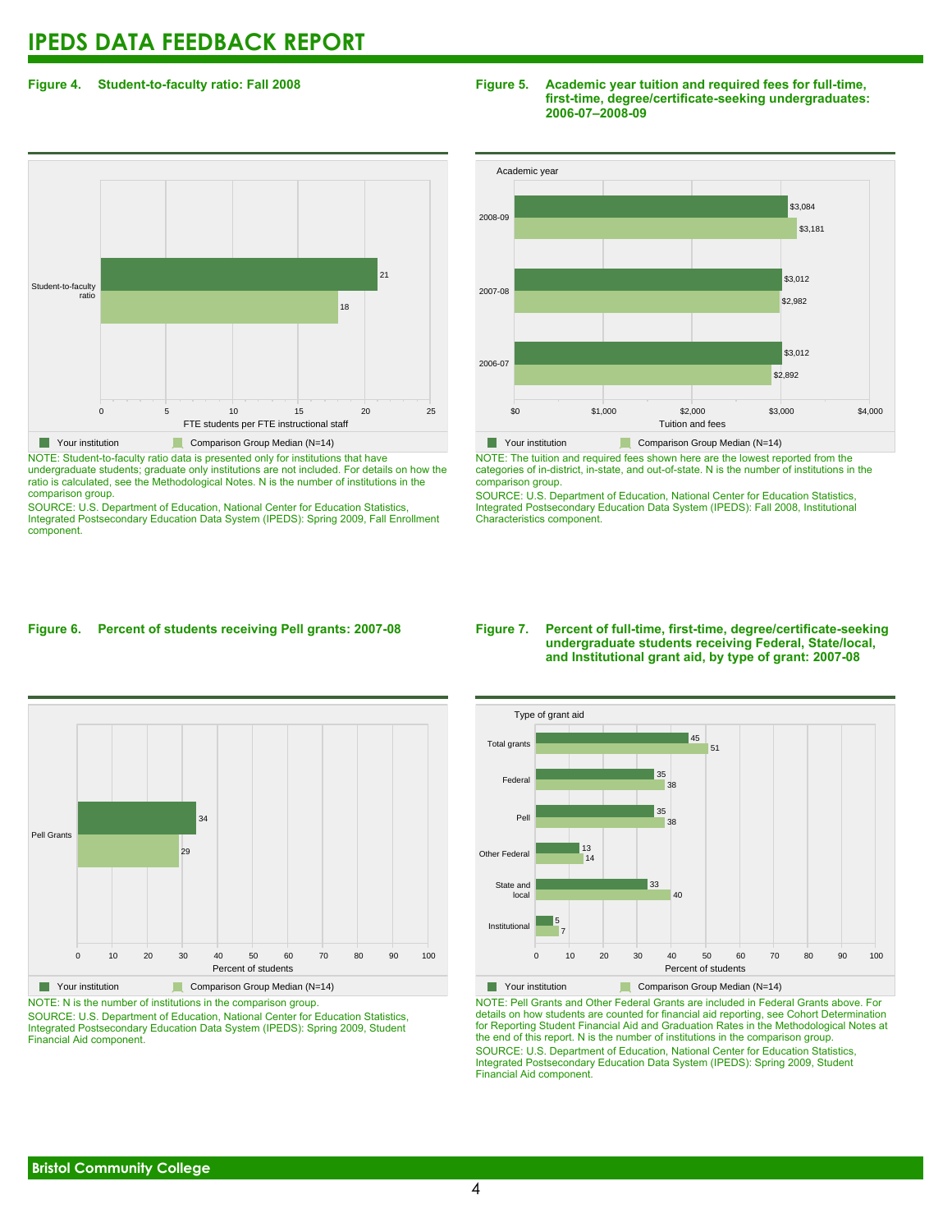# IPEDS DATA FEEDBACK REPORT

#### Figure 4. Student-to-faculty ratio: Fall 2008

| | Your institution | Comparison Group Median (N=14) |
|---|---|---|
| Student-to-faculty ratio | 21 | 18 |

FTE students per FTE instructional staff

NOTE: Student-to-faculty ratio data is presented only for institutions that have undergraduate students; graduate only institutions are not included. For details on how the ratio is calculated, see the Methodological Notes. N is the number of institutions in the comparison group.

SOURCE: U.S. Department of Education, National Center for Education Statistics, Integrated Postsecondary Education Data System (IPEDS): Spring 2009, Fall Enrollment component.

#### Figure 5. Academic year tuition and required fees for full-time, first-time, degree/certificate-seeking undergraduates: 2006-07–2008-09

| Academic year | Your institution | Comparison Group Median (N=14) |
|---|---|---|
| 2008-09 | $3,084 | $3,181 |
| 2007-08 | $3,012 | $2,982 |
| 2006-07 | $3,012 | $2,892 |

Tuition and fees

NOTE: The tuition and required fees shown here are the lowest reported from the categories of in-district, in-state, and out-of-state. N is the number of institutions in the comparison group.

SOURCE: U.S. Department of Education, National Center for Education Statistics, Integrated Postsecondary Education Data System (IPEDS): Fall 2008, Institutional Characteristics component.

#### Figure 6. Percent of students receiving Pell grants: 2007-08

| | Your institution | Comparison Group Median (N=14) |
|---|---|---|
| Pell Grants | 34 | 29 |

Percent of students

NOTE: N is the number of institutions in the comparison group.

SOURCE: U.S. Department of Education, National Center for Education Statistics, Integrated Postsecondary Education Data System (IPEDS): Spring 2009, Student Financial Aid component.

#### Figure 7. Percent of full-time, first-time, degree/certificate-seeking undergraduate students receiving Federal, State/local, and Institutional grant aid, by type of grant: 2007-08

| Type of grant aid | Your institution | Comparison Group Median (N=14) |
|---|---|---|
| Total grants | 45 | 51 |
| Federal | 35 | 38 |
| Pell | 35 | 38 |
| Other Federal | 13 | 14 |
| State and local | 33 | 40 |
| Institutional | 5 | 7 |

Percent of students

NOTE: Pell Grants and Other Federal Grants are included in Federal Grants above. For details on how students are counted for financial aid reporting, see Cohort Determination for Reporting Student Financial Aid and Graduation Rates in the Methodological Notes at the end of this report. N is the number of institutions in the comparison group.

SOURCE: U.S. Department of Education, National Center for Education Statistics, Integrated Postsecondary Education Data System (IPEDS): Spring 2009, Student Financial Aid component.

**Bristol Community College**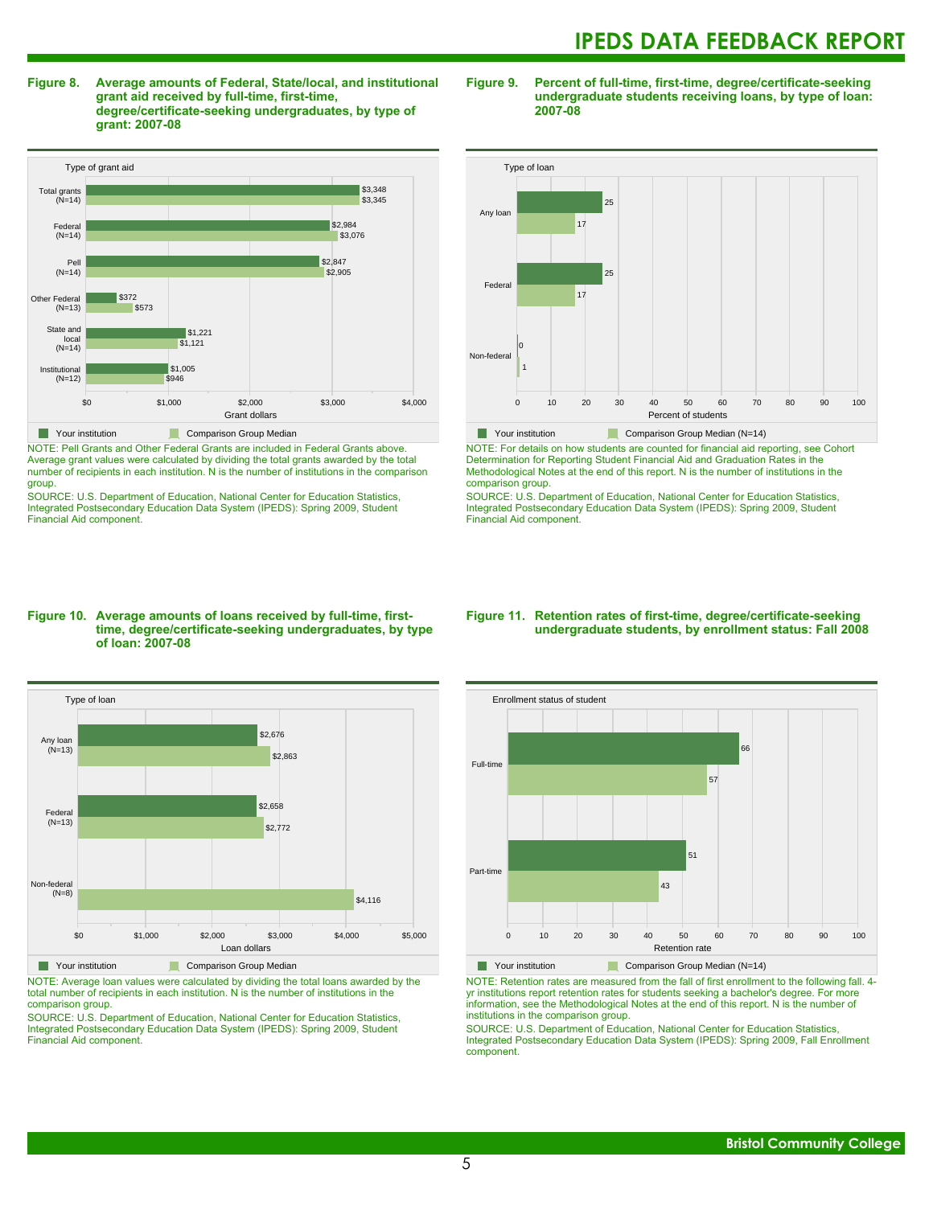**Figure 8. Average amounts of Federal, State/local, and institutional grant aid received by full-time, first-time, degree/certificate-seeking undergraduates, by type of grant: 2007-08**

| Type of grant aid | Your institution | Comparison Group Median |
|---|---|---|
| Total grants (N=14) | $3,348 | $3,345 |
| Federal (N=14) | $2,984 | $3,076 |
| Pell (N=14) | $2,847 | $2,905 |
| Other Federal (N=13) | $372 | $573 |
| State and local (N=14) | $1,221 | $1,121 |
| Institutional (N=12) | $1,005 | $946 |

NOTE: Pell Grants and Other Federal Grants are included in Federal Grants above. Average grant values were calculated by dividing the total grants awarded by the total number of recipients in each institution. N is the number of institutions in the comparison group.

SOURCE: U.S. Department of Education, National Center for Education Statistics, Integrated Postsecondary Education Data System (IPEDS): Spring 2009, Student Financial Aid component.

**Figure 9. Percent of full-time, first-time, degree/certificate-seeking undergraduate students receiving loans, by type of loan: 2007-08**

| Type of loan | Your institution | Comparison Group Median (N=14) |
|---|---|---|
| Any loan | 25 | 17 |
| Federal | 25 | 17 |
| Non-federal | 0 | 1 |

NOTE: For details on how students are counted for financial aid reporting, see Cohort Determination for Reporting Student Financial Aid and Graduation Rates in the Methodological Notes at the end of this report. N is the number of institutions in the comparison group.

SOURCE: U.S. Department of Education, National Center for Education Statistics, Integrated Postsecondary Education Data System (IPEDS): Spring 2009, Student Financial Aid component.

**Figure 10. Average amounts of loans received by full-time, first-time, degree/certificate-seeking undergraduates, by type of loan: 2007-08**

| Type of loan | Your institution | Comparison Group Median |
|---|---|---|
| Any loan (N=13) | $2,676 | $2,863 |
| Federal (N=13) | $2,658 | $2,772 |
| Non-federal (N=8) | | $4,116 |

NOTE: Average loan values were calculated by dividing the total loans awarded by the total number of recipients in each institution. N is the number of institutions in the comparison group.

SOURCE: U.S. Department of Education, National Center for Education Statistics, Integrated Postsecondary Education Data System (IPEDS): Spring 2009, Student Financial Aid component.

**Figure 11. Retention rates of first-time, degree/certificate-seeking undergraduate students, by enrollment status: Fall 2008**

| Enrollment status of student | Your institution | Comparison Group Median (N=14) |
|---|---|---|
| Full-time | 66 | 57 |
| Part-time | 51 | 43 |

NOTE: Retention rates are measured from the fall of first enrollment to the following fall. 4-yr institutions report retention rates for students seeking a bachelor's degree. For more information, see the Methodological Notes at the end of this report. N is the number of institutions in the comparison group.

SOURCE: U.S. Department of Education, National Center for Education Statistics, Integrated Postsecondary Education Data System (IPEDS): Spring 2009, Fall Enrollment component.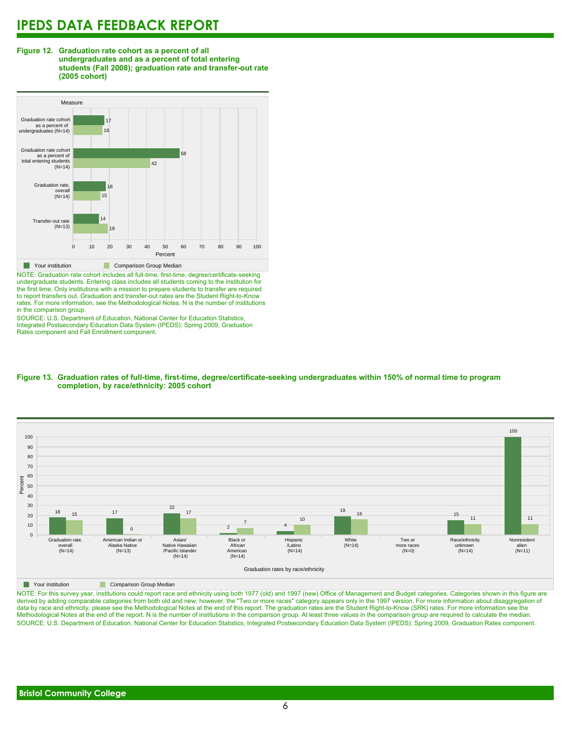# IPEDS DATA FEEDBACK REPORT

**Figure 12. Graduation rate cohort as a percent of all undergraduates and as a percent of total entering students (Fall 2008); graduation rate and transfer-out rate (2005 cohort)**

| Measure | Your institution | Comparison Group Median |
|---|---|---|
| Graduation rate cohort as a percent of undergraduates (N=14) | 17 | 16 |
| Graduation rate cohort as a percent of total entering students (N=14) | 58 | 42 |
| Graduation rate, overall (N=14) | 18 | 15 |
| Transfer-out rate (N=13) | 14 | 19 |

NOTE: Graduation rate cohort includes all full-time, first-time, degree/certificate-seeking undergraduate students. Entering class includes all students coming to the institution for the first time. Only institutions with a mission to prepare students to transfer are required to report transfers out. Graduation and transfer-out rates are the Student Right-to-Know rates. For more information, see the Methodological Notes. N is the number of institutions in the comparison group.

SOURCE: U.S. Department of Education, National Center for Education Statistics, Integrated Postsecondary Education Data System (IPEDS): Spring 2009, Graduation Rates component and Fall Enrollment component.

**Figure 13. Graduation rates of full-time, first-time, degree/certificate-seeking undergraduates within 150% of normal time to program completion, by race/ethnicity: 2005 cohort**

| Graduation rates by race/ethnicity | Your institution | Comparison Group Median |
|---|---|---|
| Graduation rate, overall (N=14) | 18 | 15 |
| American Indian or Alaska Native (N=13) | 17 | 0 |
| Asian/ Native Hawaiian /Pacific Islander (N=14) | 22 | 17 |
| Black or African American (N=14) | 2 | 7 |
| Hispanic /Latino (N=14) | 4 | 10 |
| White (N=14) | 19 | 16 |
| Two or more races (N=0) | | |
| Race/ethnicity unknown (N=14) | 15 | 11 |
| Nonresident alien (N=11) | 100 | 11 |

NOTE: For this survey year, institutions could report race and ethnicity using both 1977 (old) and 1997 (new) Office of Management and Budget categories. Categories shown in this figure are derived by adding comparable categories from both old and new; however, the "Two or more races" category appears only in the 1997 version. For more information about disaggregation of data by race and ethnicity, please see the Methodological Notes at the end of this report. The graduation rates are the Student Right-to-Know (SRK) rates. For more information see the Methodological Notes at the end of the report. N is the number of institutions in the comparison group. At least three values in the comparison group are required to calculate the median.

SOURCE: U.S. Department of Education, National Center for Education Statistics, Integrated Postsecondary Education Data System (IPEDS): Spring 2009, Graduation Rates component.

**Bristol Community College**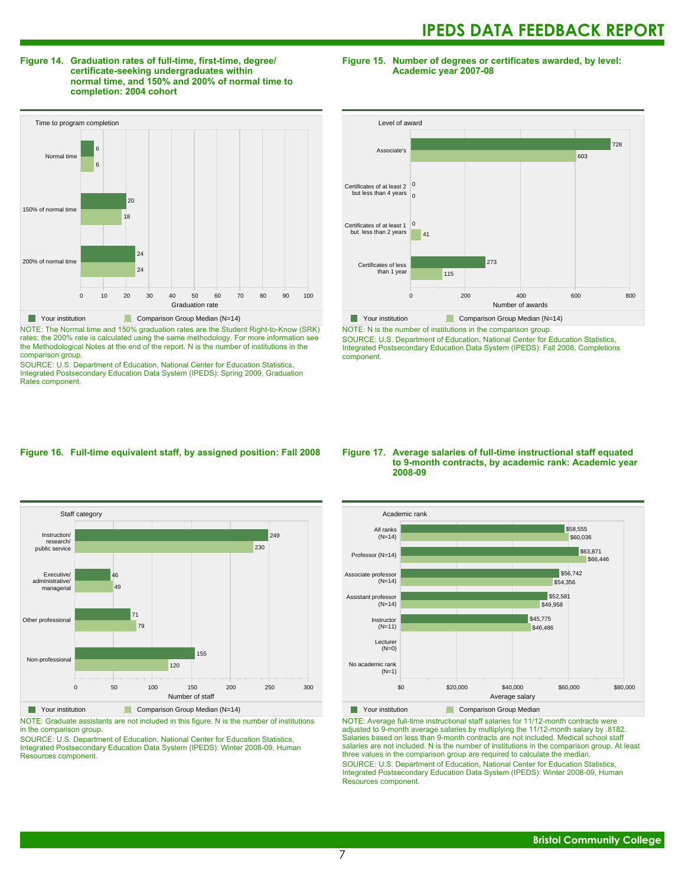**Figure 14. Graduation rates of full-time, first-time, degree/certificate-seeking undergraduates within normal time, and 150% and 200% of normal time to completion: 2004 cohort**

| Time to program completion | Your institution | Comparison Group Median (N=14) |
|---|---|---|
| Normal time | 6 | 6 |
| 150% of normal time | 20 | 18 |
| 200% of normal time | 24 | 24 |

Graduation rate

NOTE: The Normal time and 150% graduation rates are the Student Right-to-Know (SRK) rates; the 200% rate is calculated using the same methodology. For more information see the Methodological Notes at the end of the report. N is the number of institutions in the comparison group.

SOURCE: U.S. Department of Education, National Center for Education Statistics, Integrated Postsecondary Education Data System (IPEDS): Spring 2009, Graduation Rates component.

**Figure 15. Number of degrees or certificates awarded, by level: Academic year 2007-08**

| Level of award | Your institution | Comparison Group Median (N=14) |
|---|---|---|
| Associate's | 728 | 603 |
| Certificates of at least 2 but less than 4 years | 0 | 0 |
| Certificates of at least 1 but less than 2 years | 0 | 41 |
| Certificates of less than 1 year | 273 | 115 |

Number of awards

NOTE: N is the number of institutions in the comparison group.

SOURCE: U.S. Department of Education, National Center for Education Statistics, Integrated Postsecondary Education Data System (IPEDS): Fall 2008, Completions component.

**Figure 16. Full-time equivalent staff, by assigned position: Fall 2008**

| Staff category | Your institution | Comparison Group Median (N=14) |
|---|---|---|
| Instruction/research/public service | 249 | 230 |
| Executive/administrative/managerial | 46 | 49 |
| Other professional | 71 | 79 |
| Non-professional | 155 | 120 |

Number of staff

NOTE: Graduate assistants are not included in this figure. N is the number of institutions in the comparison group.

SOURCE: U.S. Department of Education, National Center for Education Statistics, Integrated Postsecondary Education Data System (IPEDS): Winter 2008-09, Human Resources component.

**Figure 17. Average salaries of full-time instructional staff equated to 9-month contracts, by academic rank: Academic year 2008-09**

| Academic rank | Your institution | Comparison Group Median |
|---|---|---|
| All ranks (N=14) | $58,555 | $60,036 |
| Professor (N=14) | $63,871 | $66,446 |
| Associate professor (N=14) | $56,742 | $54,356 |
| Assistant professor (N=14) | $52,581 | $49,958 |
| Instructor (N=11) | $45,775 | $46,486 |
| Lecturer (N=0) | | |
| No academic rank (N=1) | | |

Average salary

NOTE: Average full-time instructional staff salaries for 11/12-month contracts were adjusted to 9-month average salaries by multiplying the 11/12-month salary by .8182. Salaries based on less than 9-month contracts are not included. Medical school staff salaries are not included. N is the number of institutions in the comparison group. At least three values in the comparison group are required to calculate the median.

SOURCE: U.S. Department of Education, National Center for Education Statistics, Integrated Postsecondary Education Data System (IPEDS): Winter 2008-09, Human Resources component.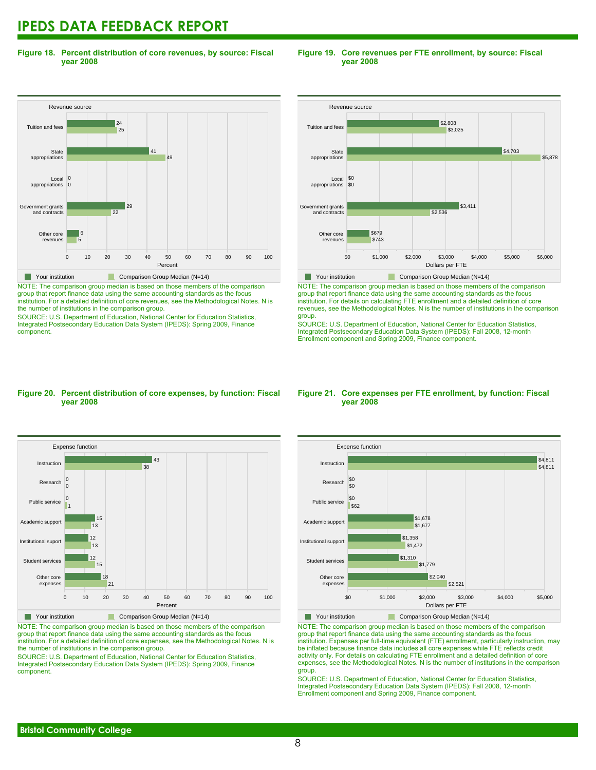# IPEDS DATA FEEDBACK REPORT

**Figure 18. Percent distribution of core revenues, by source: Fiscal year 2008**

| Revenue source | Your institution | Comparison Group Median (N=14) |
|---|---|---|
| Tuition and fees | 24 | 25 |
| State appropriations | 41 | 49 |
| Local appropriations | 0 | 0 |
| Government grants and contracts | 29 | 22 |
| Other core revenues | 6 | 5 |

NOTE: The comparison group median is based on those members of the comparison group that report finance data using the same accounting standards as the focus institution. For a detailed definition of core revenues, see the Methodological Notes. N is the number of institutions in the comparison group.

SOURCE: U.S. Department of Education, National Center for Education Statistics, Integrated Postsecondary Education Data System (IPEDS): Spring 2009, Finance component.

**Figure 19. Core revenues per FTE enrollment, by source: Fiscal year 2008**

| Revenue source | Your institution | Comparison Group Median (N=14) |
|---|---|---|
| Tuition and fees | $2,808 | $3,025 |
| State appropriations | $4,703 | $5,878 |
| Local appropriations | $0 | $0 |
| Government grants and contracts | $3,411 | $2,536 |
| Other core revenues | $679 | $743 |

NOTE: The comparison group median is based on those members of the comparison group that report finance data using the same accounting standards as the focus institution. For details on calculating FTE enrollment and a detailed definition of core revenues, see the Methodological Notes. N is the number of institutions in the comparison group.

SOURCE: U.S. Department of Education, National Center for Education Statistics, Integrated Postsecondary Education Data System (IPEDS): Fall 2008, 12-month Enrollment component and Spring 2009, Finance component.

**Figure 20. Percent distribution of core expenses, by function: Fiscal year 2008**

| Expense function | Your institution | Comparison Group Median (N=14) |
|---|---|---|
| Instruction | 43 | 38 |
| Research | 0 | 0 |
| Public service | 0 | 1 |
| Academic support | 15 | 13 |
| Institutional suport | 12 | 13 |
| Student services | 12 | 15 |
| Other core expenses | 18 | 21 |

NOTE: The comparison group median is based on those members of the comparison group that report finance data using the same accounting standards as the focus institution. For a detailed definition of core expenses, see the Methodological Notes. N is the number of institutions in the comparison group.

SOURCE: U.S. Department of Education, National Center for Education Statistics, Integrated Postsecondary Education Data System (IPEDS): Spring 2009, Finance component.

**Figure 21. Core expenses per FTE enrollment, by function: Fiscal year 2008**

| Expense function | Your institution | Comparison Group Median (N=14) |
|---|---|---|
| Instruction | $4,811 | $4,811 |
| Research | $0 | $0 |
| Public service | $0 | $62 |
| Academic support | $1,678 | $1,677 |
| Institutional support | $1,358 | $1,472 |
| Student services | $1,310 | $1,779 |
| Other core expenses | $2,040 | $2,521 |

NOTE: The comparison group median is based on those members of the comparison group that report finance data using the same accounting standards as the focus institution. Expenses per full-time equivalent (FTE) enrollment, particularly instruction, may be inflated because finance data includes all core expenses while FTE reflects credit activity only. For details on calculating FTE enrollment and a detailed definition of core expenses, see the Methodological Notes. N is the number of institutions in the comparison group.

SOURCE: U.S. Department of Education, National Center for Education Statistics, Integrated Postsecondary Education Data System (IPEDS): Fall 2008, 12-month Enrollment component and Spring 2009, Finance component.

**Bristol Community College**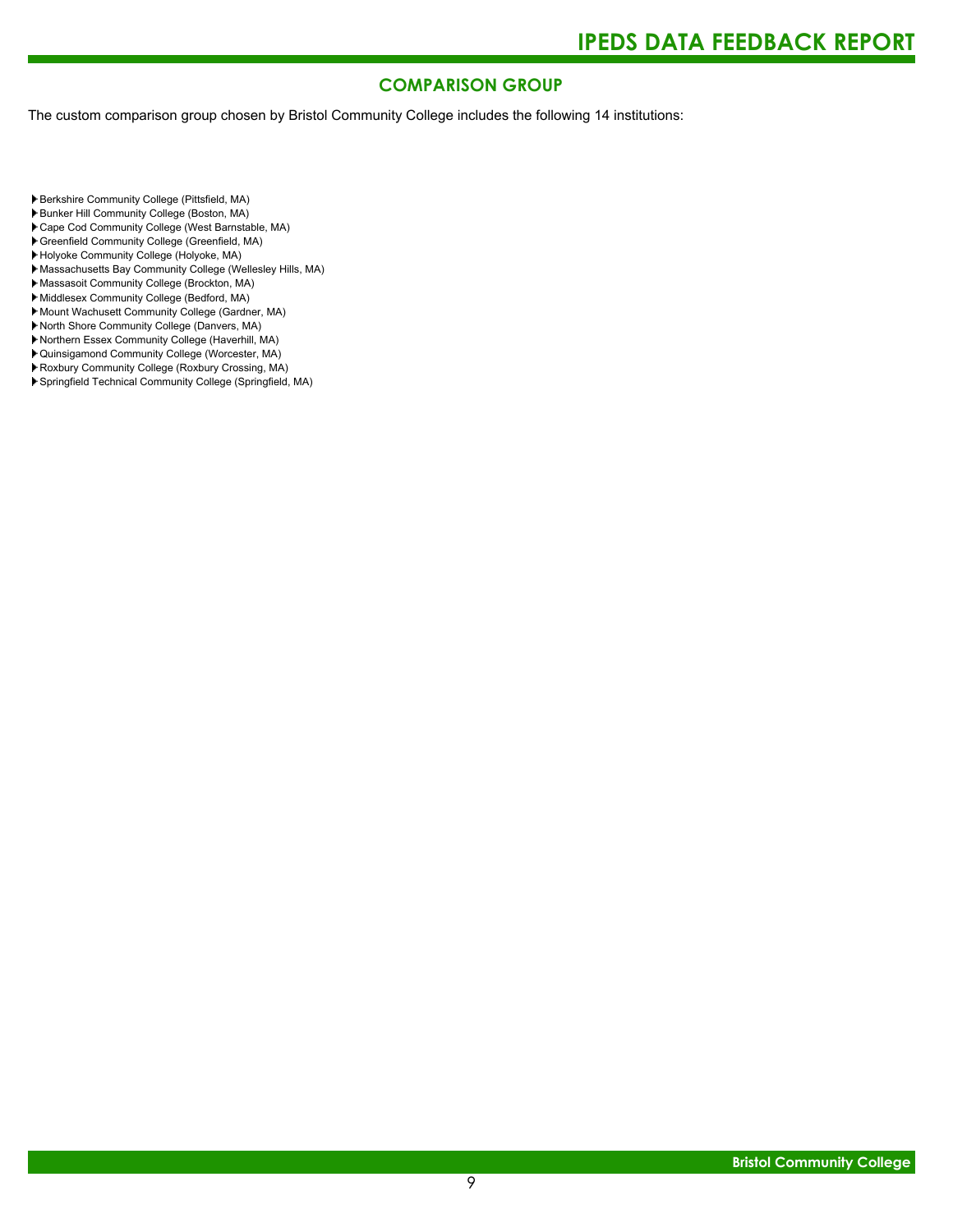## COMPARISON GROUP

The custom comparison group chosen by Bristol Community College includes the following 14 institutions:

- Berkshire Community College (Pittsfield, MA)
- Bunker Hill Community College (Boston, MA)
- Cape Cod Community College (West Barnstable, MA)
- Greenfield Community College (Greenfield, MA)
- Holyoke Community College (Holyoke, MA)
- Massachusetts Bay Community College (Wellesley Hills, MA)
- Massasoit Community College (Brockton, MA)
- Middlesex Community College (Bedford, MA)
- Mount Wachusett Community College (Gardner, MA)
- North Shore Community College (Danvers, MA)
- Northern Essex Community College (Haverhill, MA)
- Quinsigamond Community College (Worcester, MA)
- Roxbury Community College (Roxbury Crossing, MA)
- Springfield Technical Community College (Springfield, MA)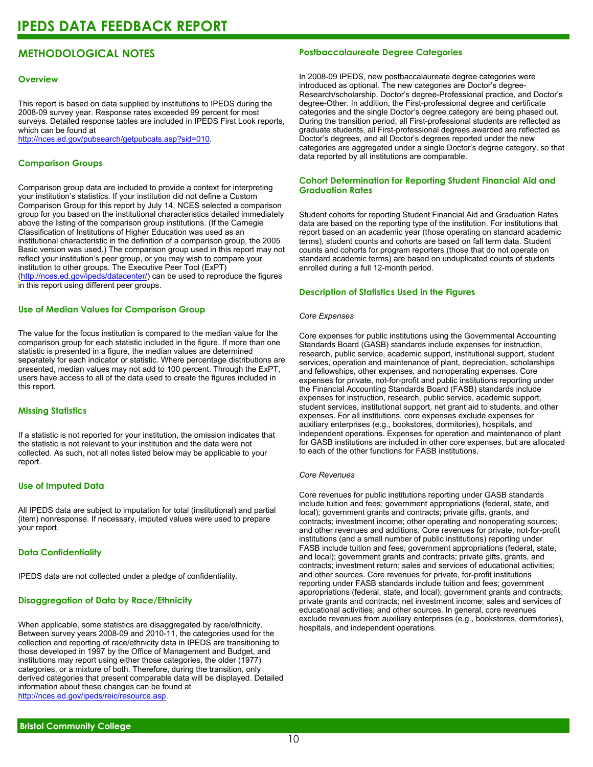# IPEDS DATA FEEDBACK REPORT

## METHODOLOGICAL NOTES

### Overview

This report is based on data supplied by institutions to IPEDS during the 2008-09 survey year. Response rates exceeded 99 percent for most surveys. Detailed response tables are included in IPEDS First Look reports, which can be found at http://nces.ed.gov/pubsearch/getpubcats.asp?sid=010.

### Comparison Groups

Comparison group data are included to provide a context for interpreting your institution's statistics. If your institution did not define a Custom Comparison Group for this report by July 14, NCES selected a comparison group for you based on the institutional characteristics detailed immediately above the listing of the comparison group institutions. (If the Carnegie Classification of Institutions of Higher Education was used as an institutional characteristic in the definition of a comparison group, the 2005 Basic version was used.) The comparison group used in this report may not reflect your institution's peer group, or you may wish to compare your institution to other groups. The Executive Peer Tool (ExPT) (http://nces.ed.gov/ipeds/datacenter/) can be used to reproduce the figures in this report using different peer groups.

### Use of Median Values for Comparison Group

The value for the focus institution is compared to the median value for the comparison group for each statistic included in the figure. If more than one statistic is presented in a figure, the median values are determined separately for each indicator or statistic. Where percentage distributions are presented, median values may not add to 100 percent. Through the ExPT, users have access to all of the data used to create the figures included in this report.

### Missing Statistics

If a statistic is not reported for your institution, the omission indicates that the statistic is not relevant to your institution and the data were not collected. As such, not all notes listed below may be applicable to your report.

### Use of Imputed Data

All IPEDS data are subject to imputation for total (institutional) and partial (item) nonresponse. If necessary, imputed values were used to prepare your report.

### Data Confidentiality

IPEDS data are not collected under a pledge of confidentiality.

### Disaggregation of Data by Race/Ethnicity

When applicable, some statistics are disaggregated by race/ethnicity. Between survey years 2008-09 and 2010-11, the categories used for the collection and reporting of race/ethnicity data in IPEDS are transitioning to those developed in 1997 by the Office of Management and Budget, and institutions may report using either those categories, the older (1977) categories, or a mixture of both. Therefore, during the transition, only derived categories that present comparable data will be displayed. Detailed information about these changes can be found at http://nces.ed.gov/ipeds/reic/resource.asp.

### Postbaccalaureate Degree Categories

In 2008-09 IPEDS, new postbaccalaureate degree categories were introduced as optional. The new categories are Doctor's degree-Research/scholarship, Doctor's degree-Professional practice, and Doctor's degree-Other. In addition, the First-professional degree and certificate categories and the single Doctor's degree category are being phased out. During the transition period, all First-professional students are reflected as graduate students, all First-professional degrees awarded are reflected as Doctor's degrees, and all Doctor's degrees reported under the new categories are aggregated under a single Doctor's degree category, so that data reported by all institutions are comparable.

### Cohort Determination for Reporting Student Financial Aid and Graduation Rates

Student cohorts for reporting Student Financial Aid and Graduation Rates data are based on the reporting type of the institution. For institutions that report based on an academic year (those operating on standard academic terms), student counts and cohorts are based on fall term data. Student counts and cohorts for program reporters (those that do not operate on standard academic terms) are based on unduplicated counts of students enrolled during a full 12-month period.

### Description of Statistics Used in the Figures

*Core Expenses*

Core expenses for public institutions using the Governmental Accounting Standards Board (GASB) standards include expenses for instruction, research, public service, academic support, institutional support, student services, operation and maintenance of plant, depreciation, scholarships and fellowships, other expenses, and nonoperating expenses. Core expenses for private, not-for-profit and public institutions reporting under the Financial Accounting Standards Board (FASB) standards include expenses for instruction, research, public service, academic support, student services, institutional support, net grant aid to students, and other expenses. For all institutions, core expenses exclude expenses for auxiliary enterprises (e.g., bookstores, dormitories), hospitals, and independent operations. Expenses for operation and maintenance of plant for GASB institutions are included in other core expenses, but are allocated to each of the other functions for FASB institutions.

*Core Revenues*

Core revenues for public institutions reporting under GASB standards include tuition and fees; government appropriations (federal, state, and local); government grants and contracts; private gifts, grants, and contracts; investment income; other operating and nonoperating sources; and other revenues and additions. Core revenues for private, not-for-profit institutions (and a small number of public institutions) reporting under FASB include tuition and fees; government appropriations (federal, state, and local); government grants and contracts; private gifts, grants, and contracts; investment return; sales and services of educational activities; and other sources. Core revenues for private, for-profit institutions reporting under FASB standards include tuition and fees; government appropriations (federal, state, and local); government grants and contracts; private grants and contracts; net investment income; sales and services of educational activities; and other sources. In general, core revenues exclude revenues from auxiliary enterprises (e.g., bookstores, dormitories), hospitals, and independent operations.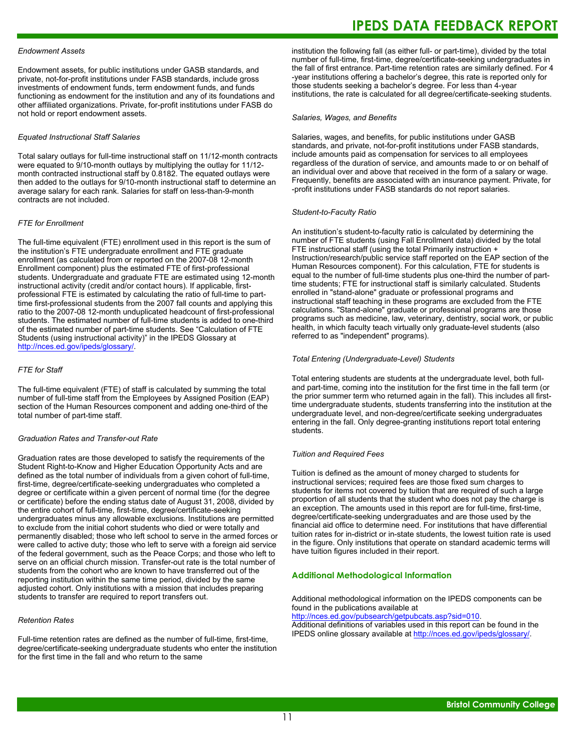*Endowment Assets*

Endowment assets, for public institutions under GASB standards, and private, not-for-profit institutions under FASB standards, include gross investments of endowment funds, term endowment funds, and funds functioning as endowment for the institution and any of its foundations and other affiliated organizations. Private, for-profit institutions under FASB do not hold or report endowment assets.

*Equated Instructional Staff Salaries*

Total salary outlays for full-time instructional staff on 11/12-month contracts were equated to 9/10-month outlays by multiplying the outlay for 11/12-month contracted instructional staff by 0.8182. The equated outlays were then added to the outlays for 9/10-month instructional staff to determine an average salary for each rank. Salaries for staff on less-than-9-month contracts are not included.

*FTE for Enrollment*

The full-time equivalent (FTE) enrollment used in this report is the sum of the institution's FTE undergraduate enrollment and FTE graduate enrollment (as calculated from or reported on the 2007-08 12-month Enrollment component) plus the estimated FTE of first-professional students. Undergraduate and graduate FTE are estimated using 12-month instructional activity (credit and/or contact hours). If applicable, first-professional FTE is estimated by calculating the ratio of full-time to part-time first-professional students from the 2007 fall counts and applying this ratio to the 2007-08 12-month unduplicated headcount of first-professional students. The estimated number of full-time students is added to one-third of the estimated number of part-time students. See "Calculation of FTE Students (using instructional activity)" in the IPEDS Glossary at http://nces.ed.gov/ipeds/glossary/.

*FTE for Staff*

The full-time equivalent (FTE) of staff is calculated by summing the total number of full-time staff from the Employees by Assigned Position (EAP) section of the Human Resources component and adding one-third of the total number of part-time staff.

*Graduation Rates and Transfer-out Rate*

Graduation rates are those developed to satisfy the requirements of the Student Right-to-Know and Higher Education Opportunity Acts and are defined as the total number of individuals from a given cohort of full-time, first-time, degree/certificate-seeking undergraduates who completed a degree or certificate within a given percent of normal time (for the degree or certificate) before the ending status date of August 31, 2008, divided by the entire cohort of full-time, first-time, degree/certificate-seeking undergraduates minus any allowable exclusions. Institutions are permitted to exclude from the initial cohort students who died or were totally and permanently disabled; those who left school to serve in the armed forces or were called to active duty; those who left to serve with a foreign aid service of the federal government, such as the Peace Corps; and those who left to serve on an official church mission. Transfer-out rate is the total number of students from the cohort who are known to have transferred out of the reporting institution within the same time period, divided by the same adjusted cohort. Only institutions with a mission that includes preparing students to transfer are required to report transfers out.

*Retention Rates*

Full-time retention rates are defined as the number of full-time, first-time, degree/certificate-seeking undergraduate students who enter the institution for the first time in the fall and who return to the same institution the following fall (as either full- or part-time), divided by the total number of full-time, first-time, degree/certificate-seeking undergraduates in the fall of first entrance. Part-time retention rates are similarly defined. For 4-year institutions offering a bachelor's degree, this rate is reported only for those students seeking a bachelor's degree. For less than 4-year institutions, the rate is calculated for all degree/certificate-seeking students.

*Salaries, Wages, and Benefits*

Salaries, wages, and benefits, for public institutions under GASB standards, and private, not-for-profit institutions under FASB standards, include amounts paid as compensation for services to all employees regardless of the duration of service, and amounts made to or on behalf of an individual over and above that received in the form of a salary or wage. Frequently, benefits are associated with an insurance payment. Private, for-profit institutions under FASB standards do not report salaries.

*Student-to-Faculty Ratio*

An institution's student-to-faculty ratio is calculated by determining the number of FTE students (using Fall Enrollment data) divided by the total FTE instructional staff (using the total Primarily instruction + Instruction/research/public service staff reported on the EAP section of the Human Resources component). For this calculation, FTE for students is equal to the number of full-time students plus one-third the number of part-time students; FTE for instructional staff is similarly calculated. Students enrolled in "stand-alone" graduate or professional programs and instructional staff teaching in these programs are excluded from the FTE calculations. "Stand-alone" graduate or professional programs are those programs such as medicine, law, veterinary, dentistry, social work, or public health, in which faculty teach virtually only graduate-level students (also referred to as "independent" programs).

*Total Entering (Undergraduate-Level) Students*

Total entering students are students at the undergraduate level, both full- and part-time, coming into the institution for the first time in the fall term (or the prior summer term who returned again in the fall). This includes all first-time undergraduate students, students transferring into the institution at the undergraduate level, and non-degree/certificate seeking undergraduates entering in the fall. Only degree-granting institutions report total entering students.

*Tuition and Required Fees*

Tuition is defined as the amount of money charged to students for instructional services; required fees are those fixed sum charges to students for items not covered by tuition that are required of such a large proportion of all students that the student who does not pay the charge is an exception. The amounts used in this report are for full-time, first-time, degree/certificate-seeking undergraduates and are those used by the financial aid office to determine need. For institutions that have differential tuition rates for in-district or in-state students, the lowest tuition rate is used in the figure. Only institutions that operate on standard academic terms will have tuition figures included in their report.

## Additional Methodological Information

Additional methodological information on the IPEDS components can be found in the publications available at http://nces.ed.gov/pubsearch/getpubcats.asp?sid=010.
Additional definitions of variables used in this report can be found in the IPEDS online glossary available at http://nces.ed.gov/ipeds/glossary/.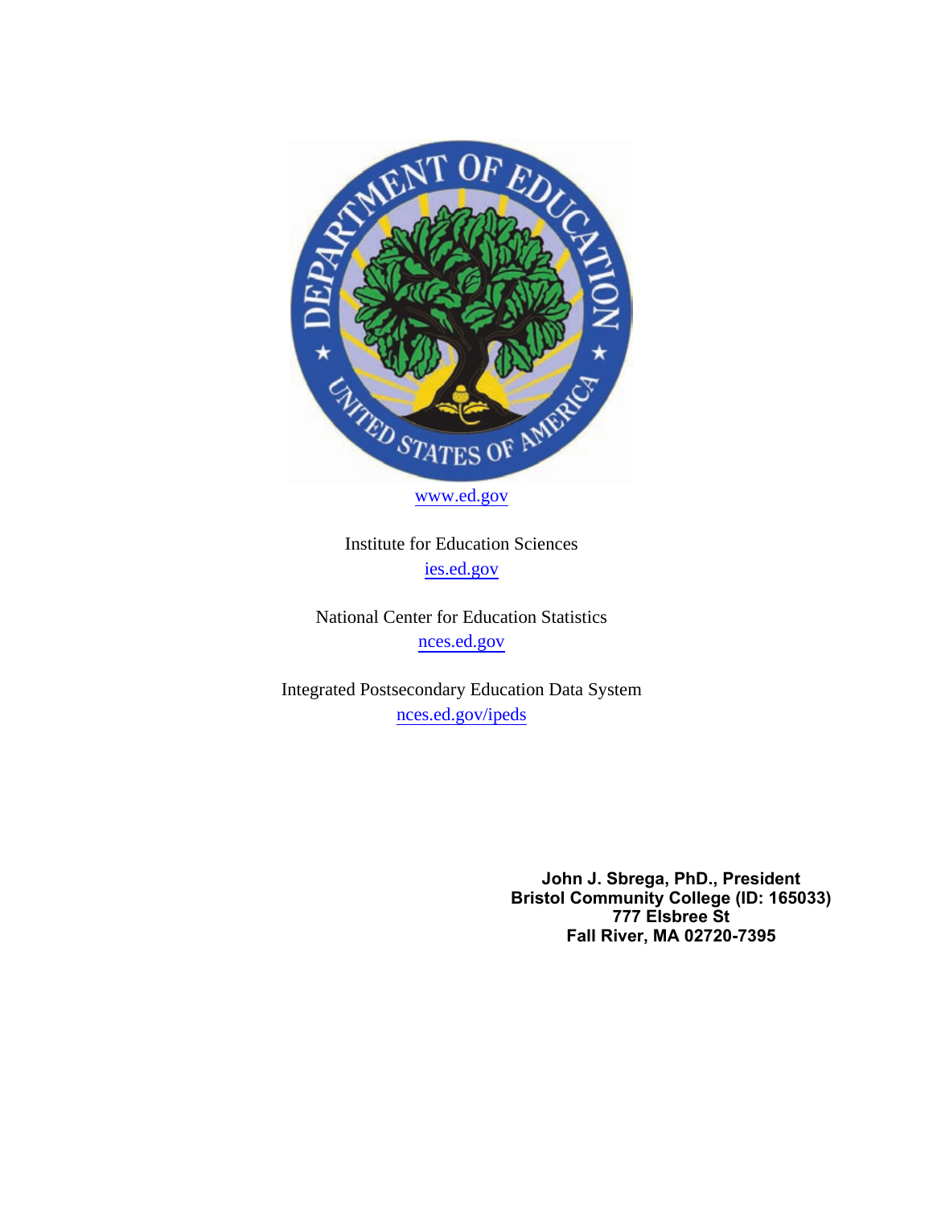www.ed.gov

Institute for Education Sciences
ies.ed.gov

National Center for Education Statistics
nces.ed.gov

Integrated Postsecondary Education Data System
nces.ed.gov/ipeds

**John J. Sbrega, PhD., President**
**Bristol Community College (ID: 165033)**
**777 Elsbree St**
**Fall River, MA 02720-7395**